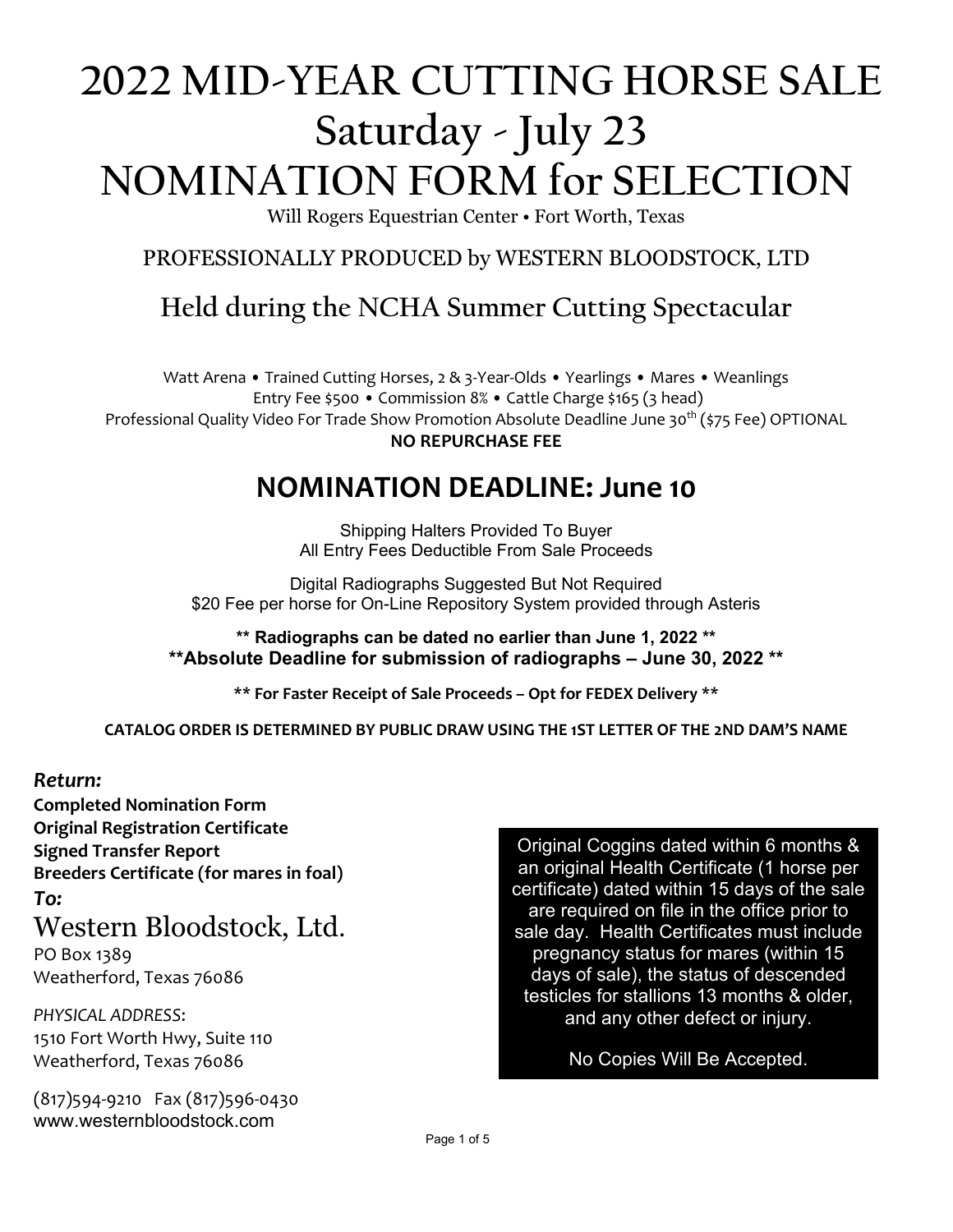# 2022 MID-YEAR CUTTING HORSE SALE
# Saturday - July 23
# NOMINATION FORM for SELECTION

Will Rogers Equestrian Center • Fort Worth, Texas

PROFESSIONALLY PRODUCED by WESTERN BLOODSTOCK, LTD

## Held during the NCHA Summer Cutting Spectacular

Watt Arena • Trained Cutting Horses, 2 & 3-Year-Olds • Yearlings • Mares • Weanlings
Entry Fee $500 • Commission 8% • Cattle Charge $165 (3 head)
Professional Quality Video For Trade Show Promotion Absolute Deadline June 30th ($75 Fee) OPTIONAL
**NO REPURCHASE FEE**

## NOMINATION DEADLINE: June 10

Shipping Halters Provided To Buyer
All Entry Fees Deductible From Sale Proceeds

Digital Radiographs Suggested But Not Required
$20 Fee per horse for On-Line Repository System provided through Asteris

**** Radiographs can be dated no earlier than June 1, 2022 ****
****Absolute Deadline for submission of radiographs – June 30, 2022 ****

**** For Faster Receipt of Sale Proceeds – Opt for FEDEX Delivery ****

**CATALOG ORDER IS DETERMINED BY PUBLIC DRAW USING THE 1ST LETTER OF THE 2ND DAM'S NAME**

***Return:***
**Completed Nomination Form**
**Original Registration Certificate**
**Signed Transfer Report**
**Breeders Certificate (for mares in foal)**
***To:***

Western Bloodstock, Ltd.
PO Box 1389
Weatherford, Texas 76086

*PHYSICAL ADDRESS*:
1510 Fort Worth Hwy, Suite 110
Weatherford, Texas 76086

(817)594-9210 Fax (817)596-0430
www.westernbloodstock.com

Original Coggins dated within 6 months & an original Health Certificate (1 horse per certificate) dated within 15 days of the sale are required on file in the office prior to sale day. Health Certificates must include pregnancy status for mares (within 15 days of sale), the status of descended testicles for stallions 13 months & older, and any other defect or injury.

No Copies Will Be Accepted.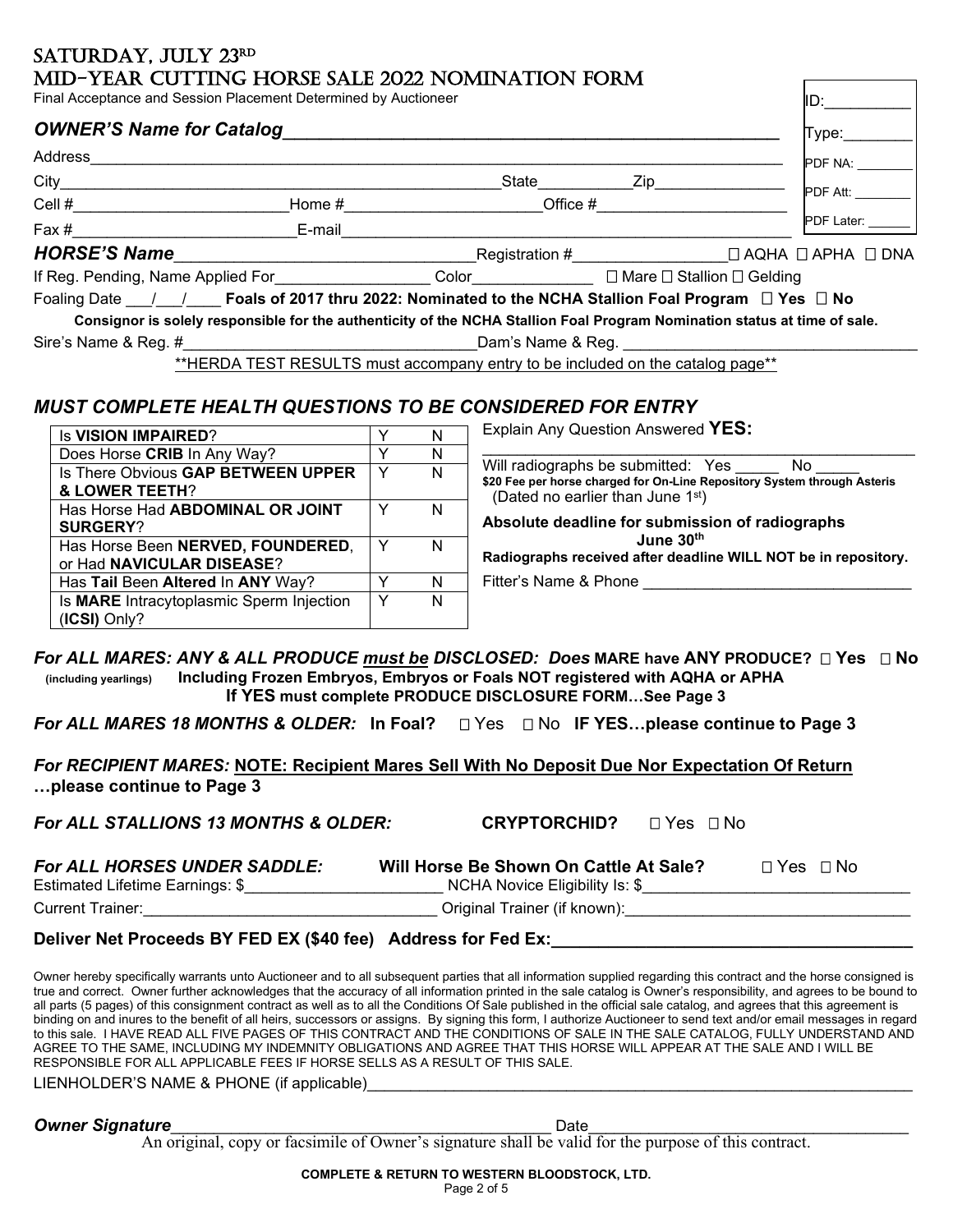# SATURDAY, JULY 23RD
# MID-YEAR CUTTING HORSE SALE 2022 NOMINATION FORM

Final Acceptance and Session Placement Determined by Auctioneer

| ID:__________ |
|---|
| Type:________ |
| PDF NA: ________ |
| PDF Att: ________ |
| PDF Later: ______ |

***OWNER'S Name for Catalog***__________________________________________________

Address__________________________________________________________________________

City_______________________________________________State__________Zip_______________

Cell #_______________________Home #______________________Office #_____________________

Fax #________________________E-mail_______________________________________________

***HORSE'S Name***________________________________Registration #________________ ☐ AQHA ☐ APHA ☐ DNA

If Reg. Pending, Name Applied For_________________ Color_____________ ☐ Mare ☐ Stallion ☐ Gelding

Foaling Date ___/___/____ **Foals of 2017 thru 2022: Nominated to the NCHA Stallion Foal Program ☐ Yes ☐ No**

**Consignor is solely responsible for the authenticity of the NCHA Stallion Foal Program Nomination status at time of sale.**

Sire's Name & Reg. #_________________________________Dam's Name & Reg. _______________________________

\*\*HERDA TEST RESULTS must accompany entry to be included on the catalog page\*\*

## *MUST COMPLETE HEALTH QUESTIONS TO BE CONSIDERED FOR ENTRY*

| Question | | |
|---|---|---|
| Is **VISION IMPAIRED**? | Y | N |
| Does Horse **CRIB** In Any Way? | Y | N |
| Is There Obvious **GAP BETWEEN UPPER & LOWER TEETH**? | Y | N |
| Has Horse Had **ABDOMINAL OR JOINT SURGERY**? | Y | N |
| Has Horse Been **NERVED, FOUNDERED**, or Had **NAVICULAR DISEASE**? | Y | N |
| Has **Tail** Been **Altered** In **ANY** Way? | Y | N |
| Is **MARE** Intracytoplasmic Sperm Injection (**ICSI**) Only? | Y | N |

Explain Any Question Answered **YES:**

_______________________________________________

Will radiographs be submitted: Yes _____ No _____

**$20 Fee per horse charged for On-Line Repository System through Asteris**
(Dated no earlier than June 1st)

**Absolute deadline for submission of radiographs June 30th**

**Radiographs received after deadline WILL NOT be in repository.**

Fitter's Name & Phone ______________________________

***For ALL MARES: ANY & ALL PRODUCE <u>must be</u> DISCLOSED: Does* MARE have ANY PRODUCE? ☐ Yes ☐ No**
**(including yearlings) Including Frozen Embryos, Embryos or Foals NOT registered with AQHA or APHA**
**If YES must complete PRODUCE DISCLOSURE FORM…See Page 3**

***For ALL MARES 18 MONTHS & OLDER:* In Foal?** ☐ Yes ☐ No **IF YES…please continue to Page 3**

***For RECIPIENT MARES:* <u>NOTE: Recipient Mares Sell With No Deposit Due Nor Expectation Of Return</u>**
**…please continue to Page 3**

***For ALL STALLIONS 13 MONTHS & OLDER:*** **CRYPTORCHID?** ☐ Yes ☐ No

***For ALL HORSES UNDER SADDLE:*** **Will Horse Be Shown On Cattle At Sale?** ☐ Yes ☐ No

Estimated Lifetime Earnings: $______________________ NCHA Novice Eligibility Is: $______________________________

Current Trainer:_________________________________ Original Trainer (if known):_______________________________

**Deliver Net Proceeds BY FED EX ($40 fee) Address for Fed Ex:___________________________________**

Owner hereby specifically warrants unto Auctioneer and to all subsequent parties that all information supplied regarding this contract and the horse consigned is true and correct. Owner further acknowledges that the accuracy of all information printed in the sale catalog is Owner's responsibility, and agrees to be bound to all parts (5 pages) of this consignment contract as well as to all the Conditions Of Sale published in the official sale catalog, and agrees that this agreement is binding on and inures to the benefit of all heirs, successors or assigns. By signing this form, I authorize Auctioneer to send text and/or email messages in regard to this sale. I HAVE READ ALL FIVE PAGES OF THIS CONTRACT AND THE CONDITIONS OF SALE IN THE SALE CATALOG, FULLY UNDERSTAND AND AGREE TO THE SAME, INCLUDING MY INDEMNITY OBLIGATIONS AND AGREE THAT THIS HORSE WILL APPEAR AT THE SALE AND I WILL BE RESPONSIBLE FOR ALL APPLICABLE FEES IF HORSE SELLS AS A RESULT OF THIS SALE.

LIENHOLDER'S NAME & PHONE (if applicable)____________________________________________________________

***Owner Signature***____________________________________________ Date___________________________________

An original, copy or facsimile of Owner's signature shall be valid for the purpose of this contract.

**COMPLETE & RETURN TO WESTERN BLOODSTOCK, LTD.**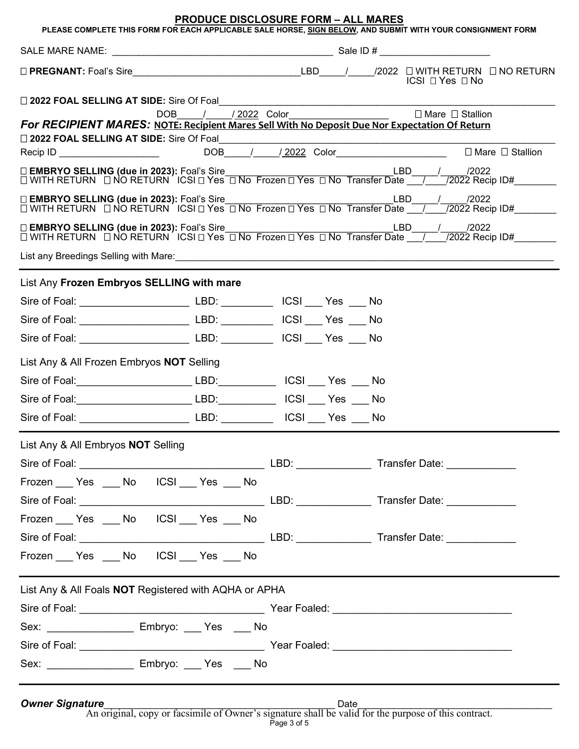# PRODUCE DISCLOSURE FORM – ALL MARES

**PLEASE COMPLETE THIS FORM FOR EACH APPLICABLE SALE HORSE, SIGN BELOW, AND SUBMIT WITH YOUR CONSIGNMENT FORM**

SALE MARE NAME: ______________________________________ Sale ID # ____________________

☐ **PREGNANT:** Foal's Sire_____________________________LBD_____/_____/2022 ☐ WITH RETURN ☐ NO RETURN ICSI ☐ Yes ☐ No

☐ **2022 FOAL SELLING AT SIDE:** Sire Of Foal______________________________________________________________
DOB_____/_____/ 2022 Color____________________ ☐ Mare ☐ Stallion

***For RECIPIENT MARES:*** **NOTE: Recipient Mares Sell With No Deposit Due Nor Expectation Of Return**

☐ **2022 FOAL SELLING AT SIDE:** Sire Of Foal______________________________________________________________
Recip ID ___________________ DOB_____/_____/ 2022 Color_____________________ ☐ Mare ☐ Stallion

☐ **EMBRYO SELLING (due in 2023):** Foal's Sire______________________________LBD_____/_____/2022
☐ WITH RETURN ☐ NO RETURN ICSI ☐ Yes ☐ No Frozen ☐ Yes ☐ No Transfer Date ___/____/2022 Recip ID#________

☐ **EMBRYO SELLING (due in 2023):** Foal's Sire______________________________LBD_____/_____/2022
☐ WITH RETURN ☐ NO RETURN ICSI ☐ Yes ☐ No Frozen ☐ Yes ☐ No Transfer Date ___/____/2022 Recip ID#________

☐ **EMBRYO SELLING (due in 2023):** Foal's Sire______________________________LBD_____/_____/2022
☐ WITH RETURN ☐ NO RETURN ICSI ☐ Yes ☐ No Frozen ☐ Yes ☐ No Transfer Date ___/____/2022 Recip ID#________

List any Breedings Selling with Mare:_____________________________________________________________________

---

List Any **Frozen Embryos SELLING with mare**

Sire of Foal: __________________ LBD: _________ ICSI ___ Yes ___ No

Sire of Foal: __________________ LBD: _________ ICSI ___ Yes ___ No

Sire of Foal: __________________ LBD: _________ ICSI ___ Yes ___ No

List Any & All Frozen Embryos **NOT** Selling

Sire of Foal:___________________ LBD:__________ ICSI ___ Yes ___ No

Sire of Foal:___________________ LBD:__________ ICSI ___ Yes ___ No

Sire of Foal: __________________ LBD: _________ ICSI ___ Yes ___ No

---

List Any & All Embryos **NOT** Selling

Sire of Foal: ______________________________ LBD: ____________ Transfer Date: ___________

Frozen ___ Yes ___ No ICSI ___ Yes ___ No

Sire of Foal: ______________________________ LBD: ____________ Transfer Date: ___________

Frozen ___ Yes ___ No ICSI ___ Yes ___ No

Sire of Foal: ______________________________ LBD: ____________ Transfer Date: ___________

Frozen ___ Yes ___ No ICSI ___ Yes ___ No

---

List Any & All Foals **NOT** Registered with AQHA or APHA

Sire of Foal: ______________________________ Year Foaled: ____________________________

Sex: ______________ Embryo: ___ Yes ___ No

Sire of Foal: ______________________________ Year Foaled: ____________________________

Sex: ______________ Embryo: ___ Yes ___ No

---

***Owner Signature***__________________________________________ Date________________________________

An original, copy or facsimile of Owner's signature shall be valid for the purpose of this contract.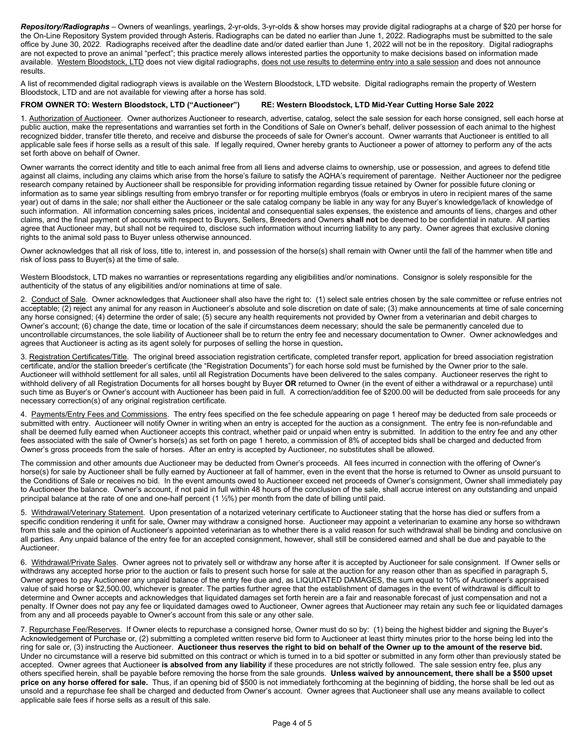***Repository/Radiographs*** – Owners of weanlings, yearlings, 2-yr-olds, 3-yr-olds & show horses may provide digital radiographs at a charge of $20 per horse for the On-Line Repository System provided through Asteris. Radiographs can be dated no earlier than June 1, 2022. Radiographs must be submitted to the sale office by June 30, 2022. Radiographs received after the deadline date and/or dated earlier than June 1, 2022 will not be in the repository. Digital radiographs are not expected to prove an animal "perfect"; this practice merely allows interested parties the opportunity to make decisions based on information made available. Western Bloodstock, LTD does not view digital radiographs, does not use results to determine entry into a sale session and does not announce results.

A list of recommended digital radiograph views is available on the Western Bloodstock, LTD website. Digital radiographs remain the property of Western Bloodstock, LTD and are not available for viewing after a horse has sold.

**FROM OWNER TO: Western Bloodstock, LTD ("Auctioneer") RE: Western Bloodstock, LTD Mid-Year Cutting Horse Sale 2022**

1. Authorization of Auctioneer. Owner authorizes Auctioneer to research, advertise, catalog, select the sale session for each horse consigned, sell each horse at public auction, make the representations and warranties set forth in the Conditions of Sale on Owner's behalf, deliver possession of each animal to the highest recognized bidder, transfer title thereto, and receive and disburse the proceeds of sale for Owner's account. Owner warrants that Auctioneer is entitled to all applicable sale fees if horse sells as a result of this sale. If legally required, Owner hereby grants to Auctioneer a power of attorney to perform any of the acts set forth above on behalf of Owner.

Owner warrants the correct identity and title to each animal free from all liens and adverse claims to ownership, use or possession, and agrees to defend title against all claims, including any claims which arise from the horse's failure to satisfy the AQHA's requirement of parentage. Neither Auctioneer nor the pedigree research company retained by Auctioneer shall be responsible for providing information regarding tissue retained by Owner for possible future cloning or information as to same year siblings resulting from embryo transfer or for reporting multiple embryos (foals or embryos in utero in recipient mares of the same year) out of dams in the sale; nor shall either the Auctioneer or the sale catalog company be liable in any way for any Buyer's knowledge/lack of knowledge of such information. All information concerning sales prices, incidental and consequential sales expenses, the existence and amounts of liens, charges and other claims, and the final payment of accounts with respect to Buyers, Sellers, Breeders and Owners **shall not** be deemed to be confidential in nature. All parties agree that Auctioneer may, but shall not be required to, disclose such information without incurring liability to any party. Owner agrees that exclusive cloning rights to the animal sold pass to Buyer unless otherwise announced.

Owner acknowledges that all risk of loss, title to, interest in, and possession of the horse(s) shall remain with Owner until the fall of the hammer when title and risk of loss pass to Buyer(s) at the time of sale.

Western Bloodstock, LTD makes no warranties or representations regarding any eligibilities and/or nominations. Consignor is solely responsible for the authenticity of the status of any eligibilities and/or nominations at time of sale.

2. Conduct of Sale. Owner acknowledges that Auctioneer shall also have the right to: (1) select sale entries chosen by the sale committee or refuse entries not acceptable; (2) reject any animal for any reason in Auctioneer's absolute and sole discretion on date of sale; (3) make announcements at time of sale concerning any horse consigned; (4) determine the order of sale; (5) secure any health requirements not provided by Owner from a veterinarian and debit charges to Owner's account; (6) change the date, time or location of the sale if circumstances deem necessary; should the sale be permanently canceled due to uncontrollable circumstances, the sole liability of Auctioneer shall be to return the entry fee and necessary documentation to Owner. Owner acknowledges and agrees that Auctioneer is acting as its agent solely for purposes of selling the horse in question**.**

3. Registration Certificates/Title. The original breed association registration certificate, completed transfer report, application for breed association registration certificate, and/or the stallion breeder's certificate (the "Registration Documents") for each horse sold must be furnished by the Owner prior to the sale. Auctioneer will withhold settlement for all sales, until all Registration Documents have been delivered to the sales company. Auctioneer reserves the right to withhold delivery of all Registration Documents for all horses bought by Buyer **OR** returned to Owner (in the event of either a withdrawal or a repurchase) until such time as Buyer's or Owner's account with Auctioneer has been paid in full. A correction/addition fee of $200.00 will be deducted from sale proceeds for any necessary correction(s) of any original registration certificate.

4. Payments/Entry Fees and Commissions. The entry fees specified on the fee schedule appearing on page 1 hereof may be deducted from sale proceeds or submitted with entry. Auctioneer will notify Owner in writing when an entry is accepted for the auction as a consignment. The entry fee is non-refundable and shall be deemed fully earned when Auctioneer accepts this contract, whether paid or unpaid when entry is submitted. In addition to the entry fee and any other fees associated with the sale of Owner's horse(s) as set forth on page 1 hereto, a commission of 8% of accepted bids shall be charged and deducted from Owner's gross proceeds from the sale of horses. After an entry is accepted by Auctioneer, no substitutes shall be allowed.

The commission and other amounts due Auctioneer may be deducted from Owner's proceeds. All fees incurred in connection with the offering of Owner's horse(s) for sale by Auctioneer shall be fully earned by Auctioneer at fall of hammer, even in the event that the horse is returned to Owner as unsold pursuant to the Conditions of Sale or receives no bid. In the event amounts owed to Auctioneer exceed net proceeds of Owner's consignment, Owner shall immediately pay to Auctioneer the balance. Owner's account, if not paid in full within 48 hours of the conclusion of the sale, shall accrue interest on any outstanding and unpaid principal balance at the rate of one and one-half percent (1 ½%) per month from the date of billing until paid.

5. Withdrawal/Veterinary Statement. Upon presentation of a notarized veterinary certificate to Auctioneer stating that the horse has died or suffers from a specific condition rendering it unfit for sale, Owner may withdraw a consigned horse. Auctioneer may appoint a veterinarian to examine any horse so withdrawn from this sale and the opinion of Auctioneer's appointed veterinarian as to whether there is a valid reason for such withdrawal shall be binding and conclusive on all parties. Any unpaid balance of the entry fee for an accepted consignment, however, shall still be considered earned and shall be due and payable to the Auctioneer.

6. Withdrawal/Private Sales. Owner agrees not to privately sell or withdraw any horse after it is accepted by Auctioneer for sale consignment. If Owner sells or withdraws any accepted horse prior to the auction or fails to present such horse for sale at the auction for any reason other than as specified in paragraph 5, Owner agrees to pay Auctioneer any unpaid balance of the entry fee due and, as LIQUIDATED DAMAGES, the sum equal to 10% of Auctioneer's appraised value of said horse or $2,500.00, whichever is greater. The parties further agree that the establishment of damages in the event of withdrawal is difficult to determine and Owner accepts and acknowledges that liquidated damages set forth herein are a fair and reasonable forecast of just compensation and not a penalty. If Owner does not pay any fee or liquidated damages owed to Auctioneer, Owner agrees that Auctioneer may retain any such fee or liquidated damages from any and all proceeds payable to Owner's account from this sale or any other sale.

7. Repurchase Fee/Reserves. If Owner elects to repurchase a consigned horse, Owner must do so by: (1) being the highest bidder and signing the Buyer's Acknowledgement of Purchase or, (2) submitting a completed written reserve bid form to Auctioneer at least thirty minutes prior to the horse being led into the ring for sale or, (3) instructing the Auctioneer. **Auctioneer thus reserves the right to bid on behalf of the Owner up to the amount of the reserve bid.** Under no circumstance will a reserve bid submitted on this contract or which is turned in to a bid spotter or submitted in any form other than previously stated be accepted. Owner agrees that Auctioneer **is absolved from any liability** if these procedures are not strictly followed. The sale session entry fee, plus any others specified herein, shall be payable before removing the horse from the sale grounds. **Unless waived by announcement, there shall be a $500 upset price on any horse offered for sale.** Thus, if an opening bid of $500 is not immediately forthcoming at the beginning of bidding, the horse shall be led out as unsold and a repurchase fee shall be charged and deducted from Owner's account. Owner agrees that Auctioneer shall use any means available to collect applicable sale fees if horse sells as a result of this sale.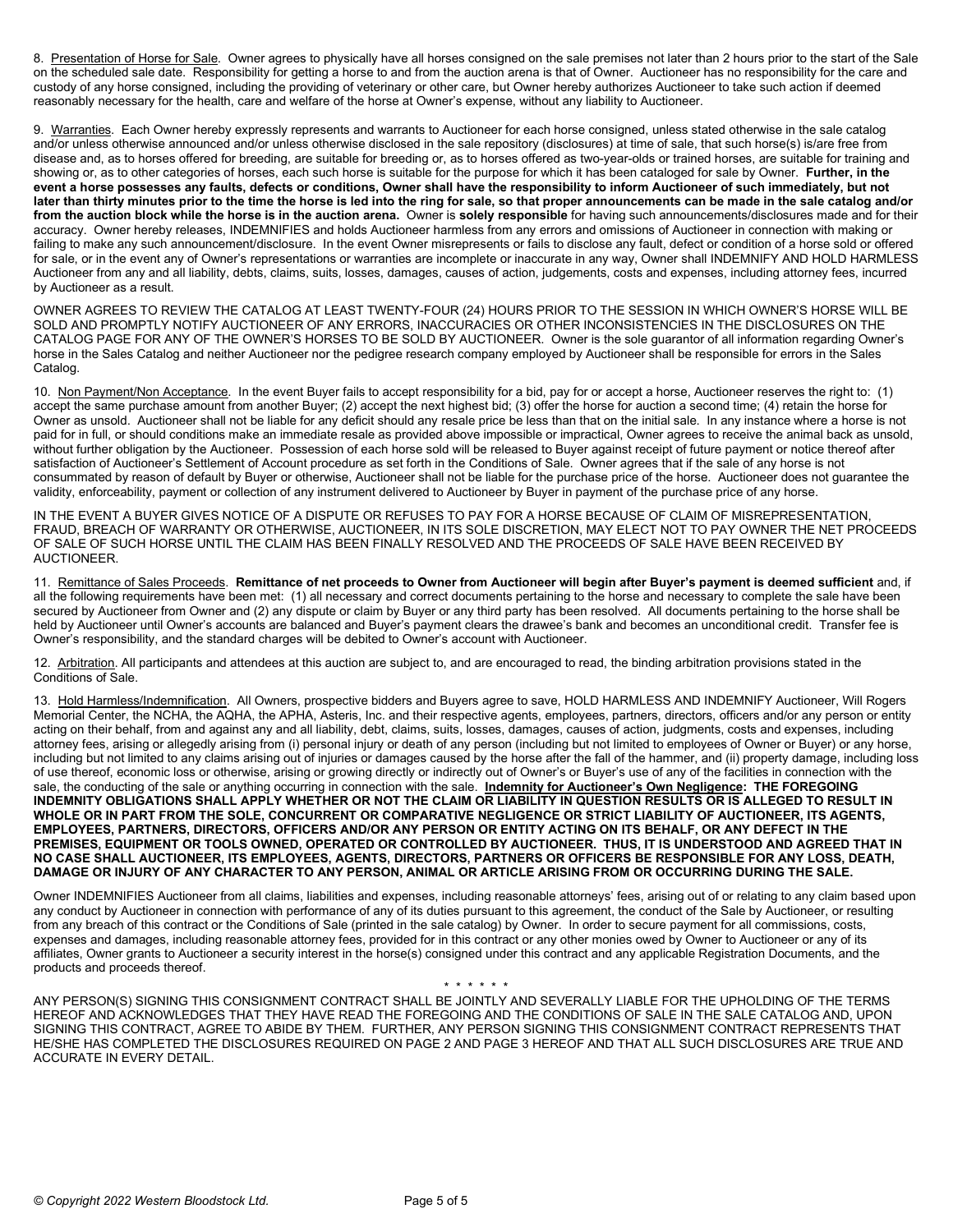8. <u>Presentation of Horse for Sale</u>. Owner agrees to physically have all horses consigned on the sale premises not later than 2 hours prior to the start of the Sale on the scheduled sale date. Responsibility for getting a horse to and from the auction arena is that of Owner. Auctioneer has no responsibility for the care and custody of any horse consigned, including the providing of veterinary or other care, but Owner hereby authorizes Auctioneer to take such action if deemed reasonably necessary for the health, care and welfare of the horse at Owner's expense, without any liability to Auctioneer.

9. <u>Warranties</u>. Each Owner hereby expressly represents and warrants to Auctioneer for each horse consigned, unless stated otherwise in the sale catalog and/or unless otherwise announced and/or unless otherwise disclosed in the sale repository (disclosures) at time of sale, that such horse(s) is/are free from disease and, as to horses offered for breeding, are suitable for breeding or, as to horses offered as two-year-olds or trained horses, are suitable for training and showing or, as to other categories of horses, each such horse is suitable for the purpose for which it has been cataloged for sale by Owner. **Further, in the event a horse possesses any faults, defects or conditions, Owner shall have the responsibility to inform Auctioneer of such immediately, but not later than thirty minutes prior to the time the horse is led into the ring for sale, so that proper announcements can be made in the sale catalog and/or from the auction block while the horse is in the auction arena.** Owner is **solely responsible** for having such announcements/disclosures made and for their accuracy. Owner hereby releases, INDEMNIFIES and holds Auctioneer harmless from any errors and omissions of Auctioneer in connection with making or failing to make any such announcement/disclosure. In the event Owner misrepresents or fails to disclose any fault, defect or condition of a horse sold or offered for sale, or in the event any of Owner's representations or warranties are incomplete or inaccurate in any way, Owner shall INDEMNIFY AND HOLD HARMLESS Auctioneer from any and all liability, debts, claims, suits, losses, damages, causes of action, judgements, costs and expenses, including attorney fees, incurred by Auctioneer as a result.

OWNER AGREES TO REVIEW THE CATALOG AT LEAST TWENTY-FOUR (24) HOURS PRIOR TO THE SESSION IN WHICH OWNER'S HORSE WILL BE SOLD AND PROMPTLY NOTIFY AUCTIONEER OF ANY ERRORS, INACCURACIES OR OTHER INCONSISTENCIES IN THE DISCLOSURES ON THE CATALOG PAGE FOR ANY OF THE OWNER'S HORSES TO BE SOLD BY AUCTIONEER. Owner is the sole guarantor of all information regarding Owner's horse in the Sales Catalog and neither Auctioneer nor the pedigree research company employed by Auctioneer shall be responsible for errors in the Sales Catalog.

10. <u>Non Payment/Non Acceptance</u>. In the event Buyer fails to accept responsibility for a bid, pay for or accept a horse, Auctioneer reserves the right to: (1) accept the same purchase amount from another Buyer; (2) accept the next highest bid; (3) offer the horse for auction a second time; (4) retain the horse for Owner as unsold. Auctioneer shall not be liable for any deficit should any resale price be less than that on the initial sale. In any instance where a horse is not paid for in full, or should conditions make an immediate resale as provided above impossible or impractical, Owner agrees to receive the animal back as unsold, without further obligation by the Auctioneer. Possession of each horse sold will be released to Buyer against receipt of future payment or notice thereof after satisfaction of Auctioneer's Settlement of Account procedure as set forth in the Conditions of Sale. Owner agrees that if the sale of any horse is not consummated by reason of default by Buyer or otherwise, Auctioneer shall not be liable for the purchase price of the horse. Auctioneer does not guarantee the validity, enforceability, payment or collection of any instrument delivered to Auctioneer by Buyer in payment of the purchase price of any horse.

IN THE EVENT A BUYER GIVES NOTICE OF A DISPUTE OR REFUSES TO PAY FOR A HORSE BECAUSE OF CLAIM OF MISREPRESENTATION, FRAUD, BREACH OF WARRANTY OR OTHERWISE, AUCTIONEER, IN ITS SOLE DISCRETION, MAY ELECT NOT TO PAY OWNER THE NET PROCEEDS OF SALE OF SUCH HORSE UNTIL THE CLAIM HAS BEEN FINALLY RESOLVED AND THE PROCEEDS OF SALE HAVE BEEN RECEIVED BY AUCTIONEER.

11. <u>Remittance of Sales Proceeds</u>. **Remittance of net proceeds to Owner from Auctioneer will begin after Buyer's payment is deemed sufficient** and, if all the following requirements have been met: (1) all necessary and correct documents pertaining to the horse and necessary to complete the sale have been secured by Auctioneer from Owner and (2) any dispute or claim by Buyer or any third party has been resolved. All documents pertaining to the horse shall be held by Auctioneer until Owner's accounts are balanced and Buyer's payment clears the drawee's bank and becomes an unconditional credit. Transfer fee is Owner's responsibility, and the standard charges will be debited to Owner's account with Auctioneer.

12. <u>Arbitration</u>. All participants and attendees at this auction are subject to, and are encouraged to read, the binding arbitration provisions stated in the Conditions of Sale.

13. <u>Hold Harmless/Indemnification</u>. All Owners, prospective bidders and Buyers agree to save, HOLD HARMLESS AND INDEMNIFY Auctioneer, Will Rogers Memorial Center, the NCHA, the AQHA, the APHA, Asteris, Inc. and their respective agents, employees, partners, directors, officers and/or any person or entity acting on their behalf, from and against any and all liability, debt, claims, suits, losses, damages, causes of action, judgments, costs and expenses, including attorney fees, arising or allegedly arising from (i) personal injury or death of any person (including but not limited to employees of Owner or Buyer) or any horse, including but not limited to any claims arising out of injuries or damages caused by the horse after the fall of the hammer, and (ii) property damage, including loss of use thereof, economic loss or otherwise, arising or growing directly or indirectly out of Owner's or Buyer's use of any of the facilities in connection with the sale, the conducting of the sale or anything occurring in connection with the sale. **<u>Indemnity for Auctioneer's Own Negligence</u>: THE FOREGOING INDEMNITY OBLIGATIONS SHALL APPLY WHETHER OR NOT THE CLAIM OR LIABILITY IN QUESTION RESULTS OR IS ALLEGED TO RESULT IN WHOLE OR IN PART FROM THE SOLE, CONCURRENT OR COMPARATIVE NEGLIGENCE OR STRICT LIABILITY OF AUCTIONEER, ITS AGENTS, EMPLOYEES, PARTNERS, DIRECTORS, OFFICERS AND/OR ANY PERSON OR ENTITY ACTING ON ITS BEHALF, OR ANY DEFECT IN THE PREMISES, EQUIPMENT OR TOOLS OWNED, OPERATED OR CONTROLLED BY AUCTIONEER. THUS, IT IS UNDERSTOOD AND AGREED THAT IN NO CASE SHALL AUCTIONEER, ITS EMPLOYEES, AGENTS, DIRECTORS, PARTNERS OR OFFICERS BE RESPONSIBLE FOR ANY LOSS, DEATH, DAMAGE OR INJURY OF ANY CHARACTER TO ANY PERSON, ANIMAL OR ARTICLE ARISING FROM OR OCCURRING DURING THE SALE.**

Owner INDEMNIFIES Auctioneer from all claims, liabilities and expenses, including reasonable attorneys' fees, arising out of or relating to any claim based upon any conduct by Auctioneer in connection with performance of any of its duties pursuant to this agreement, the conduct of the Sale by Auctioneer, or resulting from any breach of this contract or the Conditions of Sale (printed in the sale catalog) by Owner. In order to secure payment for all commissions, costs, expenses and damages, including reasonable attorney fees, provided for in this contract or any other monies owed by Owner to Auctioneer or any of its affiliates, Owner grants to Auctioneer a security interest in the horse(s) consigned under this contract and any applicable Registration Documents, and the products and proceeds thereof.

\* \* \* \* \* \*

ANY PERSON(S) SIGNING THIS CONSIGNMENT CONTRACT SHALL BE JOINTLY AND SEVERALLY LIABLE FOR THE UPHOLDING OF THE TERMS HEREOF AND ACKNOWLEDGES THAT THEY HAVE READ THE FOREGOING AND THE CONDITIONS OF SALE IN THE SALE CATALOG AND, UPON SIGNING THIS CONTRACT, AGREE TO ABIDE BY THEM. FURTHER, ANY PERSON SIGNING THIS CONSIGNMENT CONTRACT REPRESENTS THAT HE/SHE HAS COMPLETED THE DISCLOSURES REQUIRED ON PAGE 2 AND PAGE 3 HEREOF AND THAT ALL SUCH DISCLOSURES ARE TRUE AND ACCURATE IN EVERY DETAIL.

*© Copyright 2022 Western Bloodstock Ltd.*